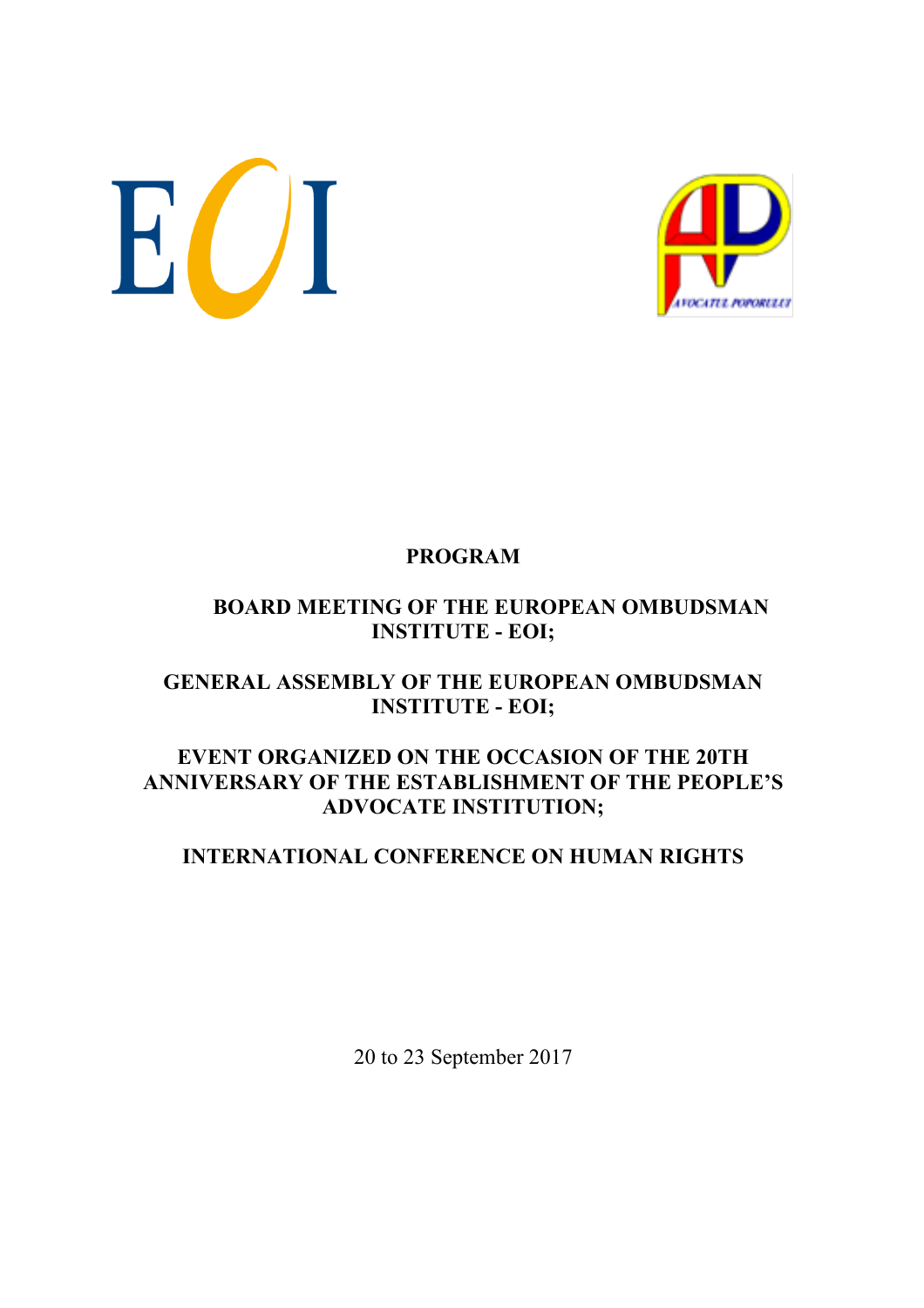# PROGRAM

## BOARD MEETING OF THE EUROPEAN OMBUDSMAN INSTITUTE - EOI;

## GENERAL ASSEMBLY OF THE EUROPEAN OMBUDSMAN INSTITUTE - EOI;

## EVENT ORGANIZED ON THE OCCASION OF THE 20TH ANNIVERSARY OF THE ESTABLISHMENT OF THE PEOPLE'S ADVOCATE INSTITUTION;

## INTERNATIONAL CONFERENCE ON HUMAN RIGHTS

20 to 23 September 2017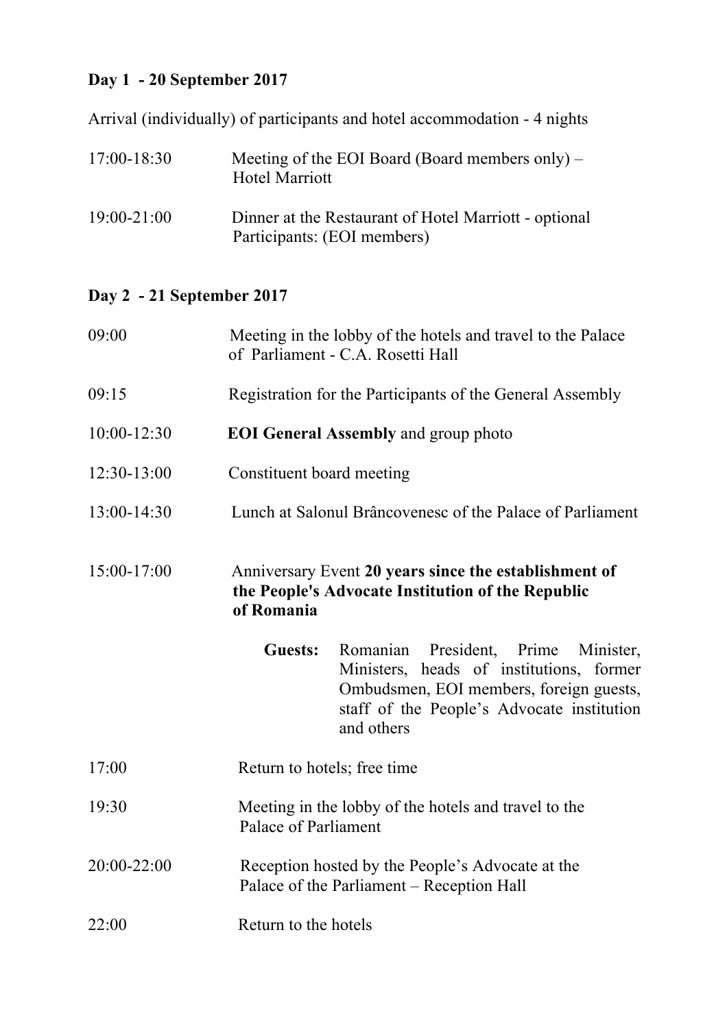**Day 1 - 20 September 2017**

Arrival (individually) of participants and hotel accommodation - 4 nights

| | |
|---|---|
| 17:00-18:30 | Meeting of the EOI Board (Board members only) – Hotel Marriott |
| 19:00-21:00 | Dinner at the Restaurant of Hotel Marriott - optional<br>Participants: (EOI members) |

**Day 2 - 21 September 2017**

| | |
|---|---|
| 09:00 | Meeting in the lobby of the hotels and travel to the Palace of Parliament - C.A. Rosetti Hall |
| 09:15 | Registration for the Participants of the General Assembly |
| 10:00-12:30 | **EOI General Assembly** and group photo |
| 12:30-13:00 | Constituent board meeting |
| 13:00-14:30 | Lunch at Salonul Brâncovenesc of the Palace of Parliament |
| 15:00-17:00 | Anniversary Event **20 years since the establishment of the People's Advocate Institution of the Republic of Romania**<br><br>**Guests:** Romanian President, Prime Minister, Ministers, heads of institutions, former Ombudsmen, EOI members, foreign guests, staff of the People's Advocate institution and others |
| 17:00 | Return to hotels; free time |
| 19:30 | Meeting in the lobby of the hotels and travel to the Palace of Parliament |
| 20:00-22:00 | Reception hosted by the People's Advocate at the Palace of the Parliament – Reception Hall |
| 22:00 | Return to the hotels |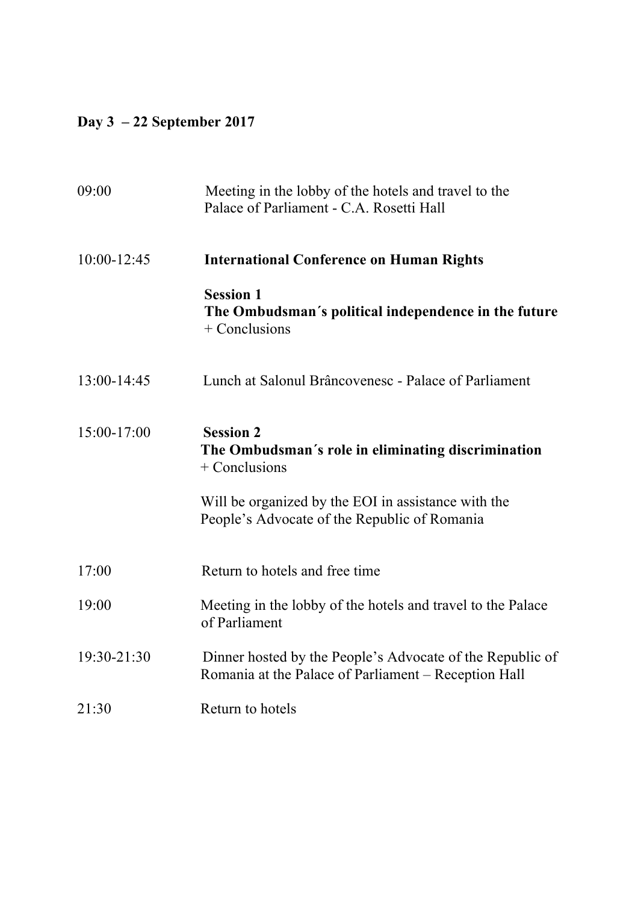**Day 3 – 22 September 2017**

| | |
|---|---|
| 09:00 | Meeting in the lobby of the hotels and travel to the Palace of Parliament - C.A. Rosetti Hall |
| 10:00-12:45 | **International Conference on Human Rights**<br><br>**Session 1**<br>**The Ombudsman´s political independence in the future**<br>+ Conclusions |
| 13:00-14:45 | Lunch at Salonul Brâncovenesc - Palace of Parliament |
| 15:00-17:00 | **Session 2**<br>**The Ombudsman´s role in eliminating discrimination**<br>+ Conclusions<br><br>Will be organized by the EOI in assistance with the People's Advocate of the Republic of Romania |
| 17:00 | Return to hotels and free time |
| 19:00 | Meeting in the lobby of the hotels and travel to the Palace of Parliament |
| 19:30-21:30 | Dinner hosted by the People's Advocate of the Republic of Romania at the Palace of Parliament – Reception Hall |
| 21:30 | Return to hotels |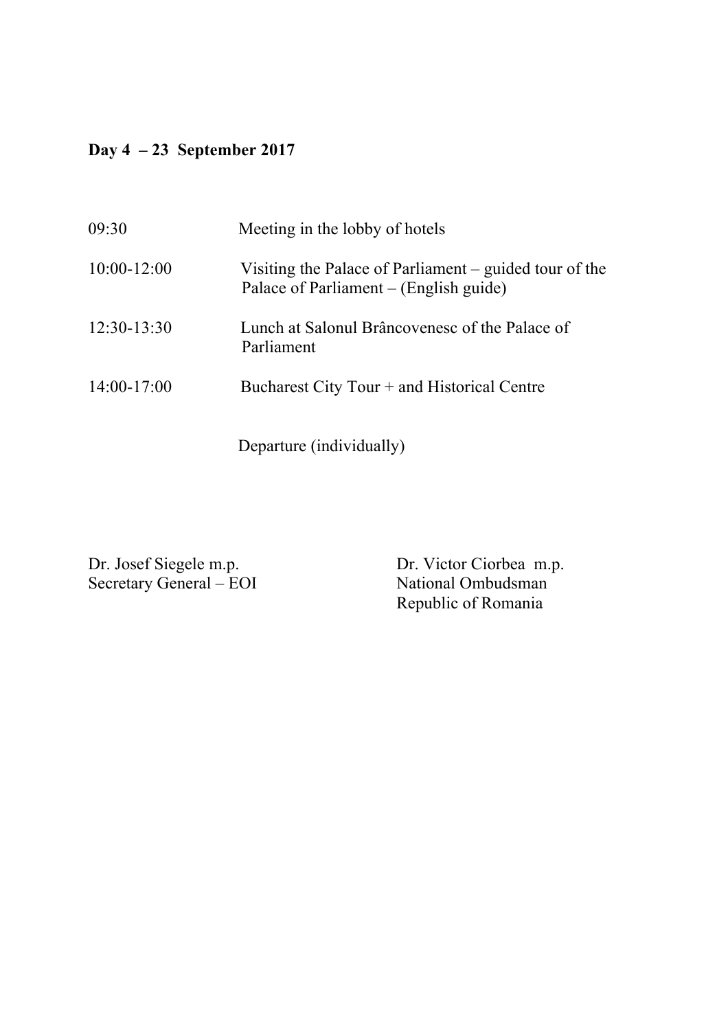**Day 4 – 23 September 2017**

| | |
|---|---|
| 09:30 | Meeting in the lobby of hotels |
| 10:00-12:00 | Visiting the Palace of Parliament – guided tour of the Palace of Parliament – (English guide) |
| 12:30-13:30 | Lunch at Salonul Brâncovenesc of the Palace of Parliament |
| 14:00-17:00 | Bucharest City Tour + and Historical Centre |
| | Departure (individually) |

Dr. Josef Siegele m.p.
Secretary General – EOI

Dr. Victor Ciorbea m.p.
National Ombudsman
Republic of Romania